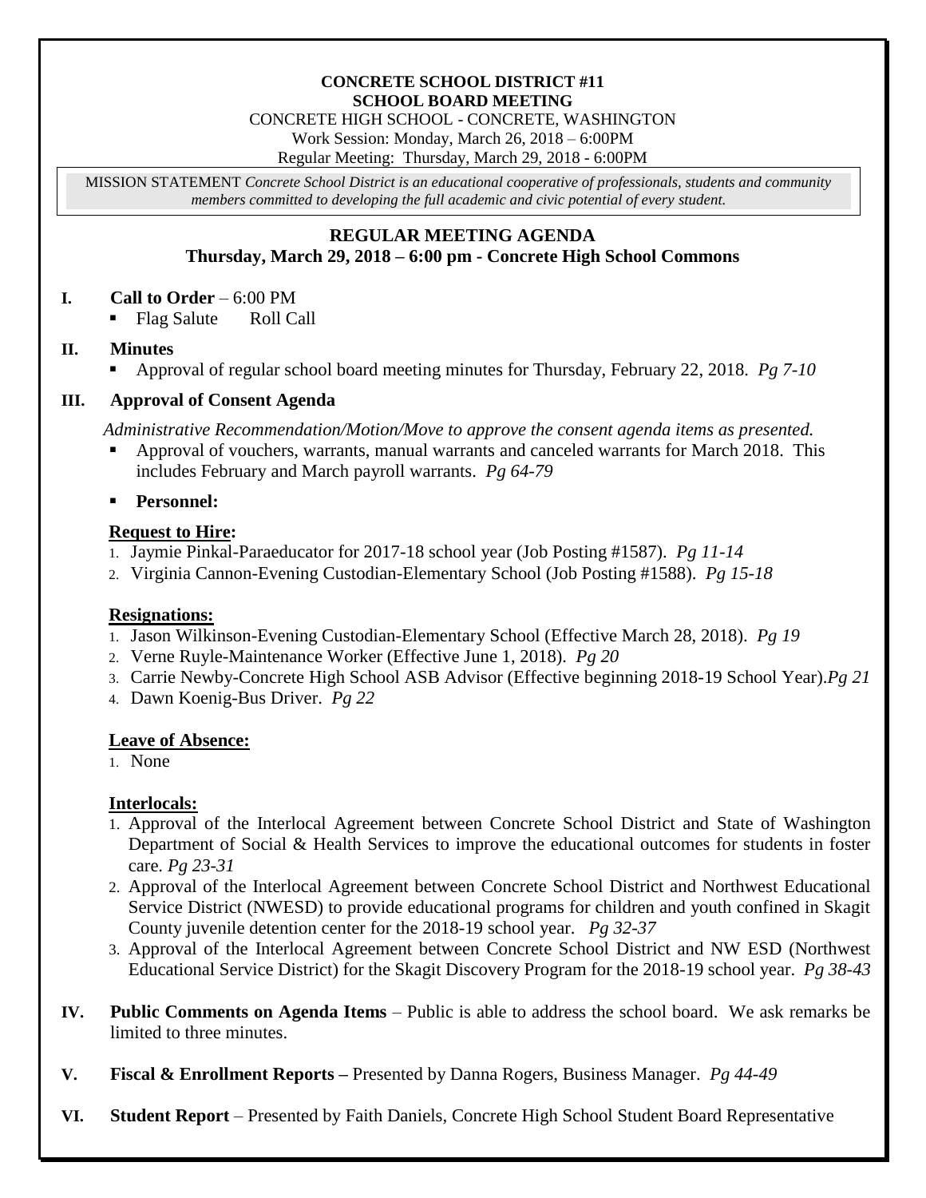**CONCRETE SCHOOL DISTRICT #11**
**SCHOOL BOARD MEETING**
CONCRETE HIGH SCHOOL - CONCRETE, WASHINGTON
Work Session: Monday, March 26, 2018 – 6:00PM
Regular Meeting: Thursday, March 29, 2018 - 6:00PM

MISSION STATEMENT *Concrete School District is an educational cooperative of professionals, students and community members committed to developing the full academic and civic potential of every student.*

## REGULAR MEETING AGENDA
### Thursday, March 29, 2018 – 6:00 pm - Concrete High School Commons

**I. Call to Order** – 6:00 PM
- Flag Salute    Roll Call

**II. Minutes**
- Approval of regular school board meeting minutes for Thursday, February 22, 2018. *Pg 7-10*

**III. Approval of Consent Agenda**

*Administrative Recommendation/Motion/Move to approve the consent agenda items as presented.*
- Approval of vouchers, warrants, manual warrants and canceled warrants for March 2018. This includes February and March payroll warrants. *Pg 64-79*
- **Personnel:**

**Request to Hire:**
1. Jaymie Pinkal-Paraeducator for 2017-18 school year (Job Posting #1587). *Pg 11-14*
2. Virginia Cannon-Evening Custodian-Elementary School (Job Posting #1588). *Pg 15-18*

**Resignations:**
1. Jason Wilkinson-Evening Custodian-Elementary School (Effective March 28, 2018). *Pg 19*
2. Verne Ruyle-Maintenance Worker (Effective June 1, 2018). *Pg 20*
3. Carrie Newby-Concrete High School ASB Advisor (Effective beginning 2018-19 School Year).*Pg 21*
4. Dawn Koenig-Bus Driver. *Pg 22*

**Leave of Absence:**
1. None

**Interlocals:**
1. Approval of the Interlocal Agreement between Concrete School District and State of Washington Department of Social & Health Services to improve the educational outcomes for students in foster care. *Pg 23-31*
2. Approval of the Interlocal Agreement between Concrete School District and Northwest Educational Service District (NWESD) to provide educational programs for children and youth confined in Skagit County juvenile detention center for the 2018-19 school year. *Pg 32-37*
3. Approval of the Interlocal Agreement between Concrete School District and NW ESD (Northwest Educational Service District) for the Skagit Discovery Program for the 2018-19 school year. *Pg 38-43*

**IV. Public Comments on Agenda Items** – Public is able to address the school board. We ask remarks be limited to three minutes.

**V. Fiscal & Enrollment Reports –** Presented by Danna Rogers, Business Manager. *Pg 44-49*

**VI. Student Report** – Presented by Faith Daniels, Concrete High School Student Board Representative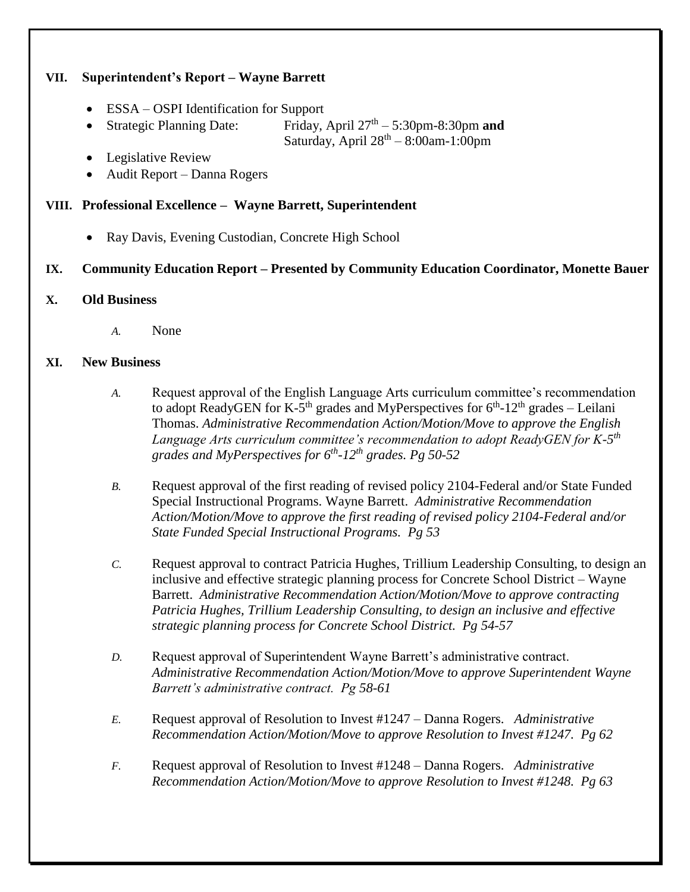## VII. Superintendent's Report – Wayne Barrett

- ESSA – OSPI Identification for Support
- Strategic Planning Date: Friday, April 27th – 5:30pm-8:30pm **and** Saturday, April 28th – 8:00am-1:00pm
- Legislative Review
- Audit Report – Danna Rogers

## VIII. Professional Excellence – Wayne Barrett, Superintendent

- Ray Davis, Evening Custodian, Concrete High School

## IX. Community Education Report – Presented by Community Education Coordinator, Monette Bauer

## X. Old Business

*A.* None

## XI. New Business

*A.* Request approval of the English Language Arts curriculum committee's recommendation to adopt ReadyGEN for K-5th grades and MyPerspectives for 6th-12th grades – Leilani Thomas. *Administrative Recommendation Action/Motion/Move to approve the English Language Arts curriculum committee's recommendation to adopt ReadyGEN for K-5th grades and MyPerspectives for 6th-12th grades. Pg 50-52*

*B.* Request approval of the first reading of revised policy 2104-Federal and/or State Funded Special Instructional Programs. Wayne Barrett. *Administrative Recommendation Action/Motion/Move to approve the first reading of revised policy 2104-Federal and/or State Funded Special Instructional Programs. Pg 53*

*C.* Request approval to contract Patricia Hughes, Trillium Leadership Consulting, to design an inclusive and effective strategic planning process for Concrete School District – Wayne Barrett. *Administrative Recommendation Action/Motion/Move to approve contracting Patricia Hughes, Trillium Leadership Consulting, to design an inclusive and effective strategic planning process for Concrete School District. Pg 54-57*

*D.* Request approval of Superintendent Wayne Barrett's administrative contract. *Administrative Recommendation Action/Motion/Move to approve Superintendent Wayne Barrett's administrative contract. Pg 58-61*

*E.* Request approval of Resolution to Invest #1247 – Danna Rogers. *Administrative Recommendation Action/Motion/Move to approve Resolution to Invest #1247. Pg 62*

*F.* Request approval of Resolution to Invest #1248 – Danna Rogers. *Administrative Recommendation Action/Motion/Move to approve Resolution to Invest #1248. Pg 63*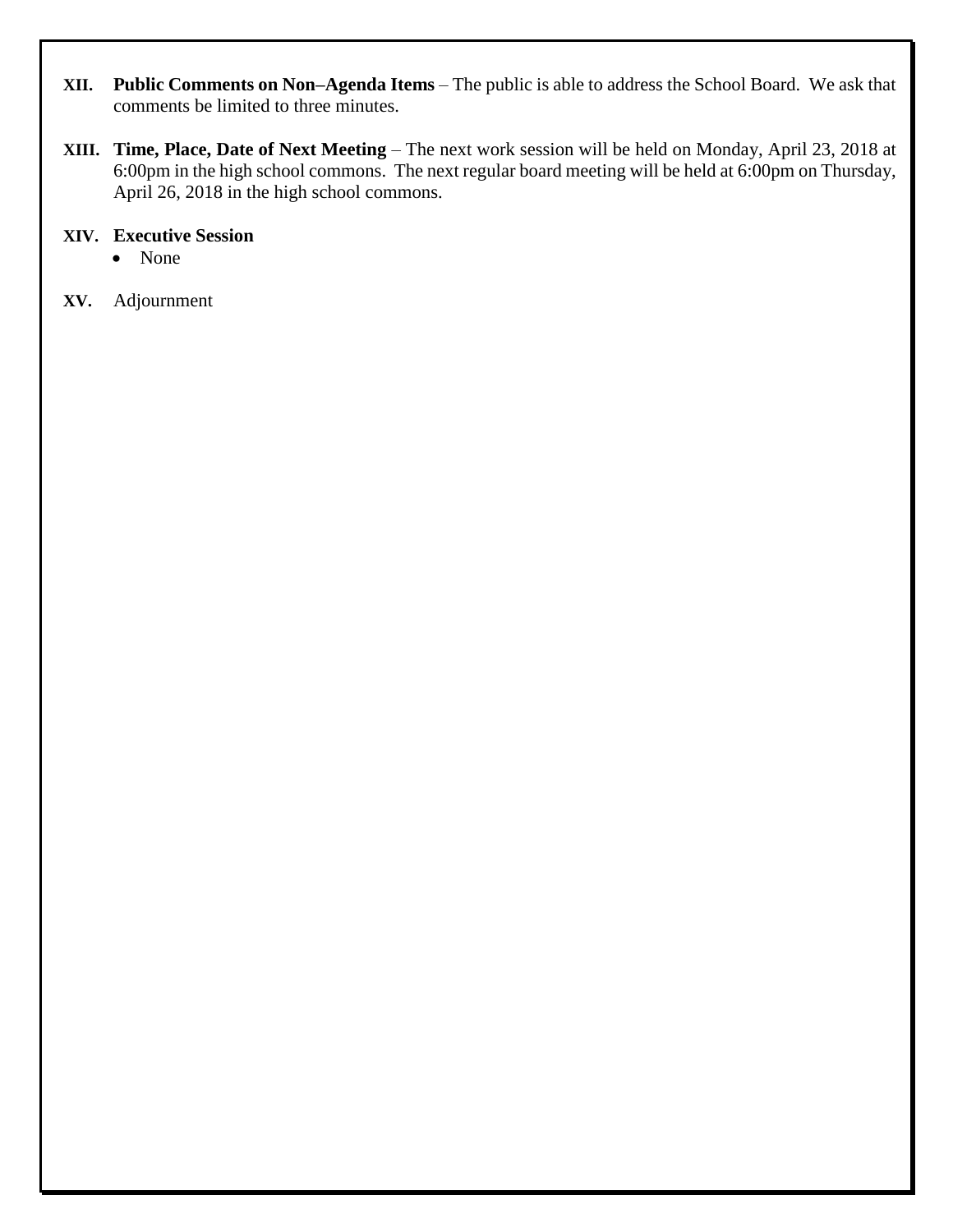**XII. Public Comments on Non–Agenda Items** – The public is able to address the School Board. We ask that comments be limited to three minutes.

**XIII. Time, Place, Date of Next Meeting** – The next work session will be held on Monday, April 23, 2018 at 6:00pm in the high school commons. The next regular board meeting will be held at 6:00pm on Thursday, April 26, 2018 in the high school commons.

**XIV. Executive Session**

- None

**XV.** Adjournment